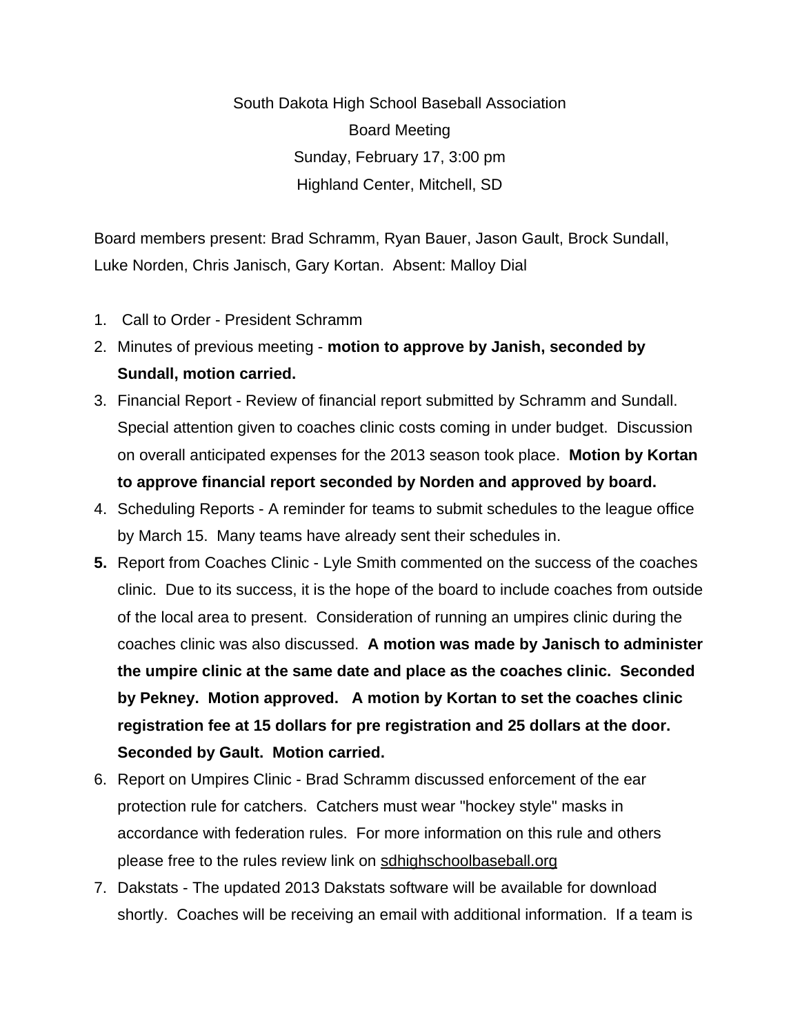South Dakota High School Baseball Association

Board Meeting

Sunday, February 17, 3:00 pm

Highland Center, Mitchell, SD

Board members present: Brad Schramm, Ryan Bauer, Jason Gault, Brock Sundall, Luke Norden, Chris Janisch, Gary Kortan. Absent: Malloy Dial

1. Call to Order - President Schramm
2. Minutes of previous meeting - **motion to approve by Janish, seconded by Sundall, motion carried.**
3. Financial Report - Review of financial report submitted by Schramm and Sundall. Special attention given to coaches clinic costs coming in under budget. Discussion on overall anticipated expenses for the 2013 season took place. **Motion by Kortan to approve financial report seconded by Norden and approved by board.**
4. Scheduling Reports - A reminder for teams to submit schedules to the league office by March 15. Many teams have already sent their schedules in.
5. Report from Coaches Clinic - Lyle Smith commented on the success of the coaches clinic. Due to its success, it is the hope of the board to include coaches from outside of the local area to present. Consideration of running an umpires clinic during the coaches clinic was also discussed. **A motion was made by Janisch to administer the umpire clinic at the same date and place as the coaches clinic. Seconded by Pekney. Motion approved. A motion by Kortan to set the coaches clinic registration fee at 15 dollars for pre registration and 25 dollars at the door. Seconded by Gault. Motion carried.**
6. Report on Umpires Clinic - Brad Schramm discussed enforcement of the ear protection rule for catchers. Catchers must wear "hockey style" masks in accordance with federation rules. For more information on this rule and others please free to the rules review link on sdhighschoolbaseball.org
7. Dakstats - The updated 2013 Dakstats software will be available for download shortly. Coaches will be receiving an email with additional information. If a team is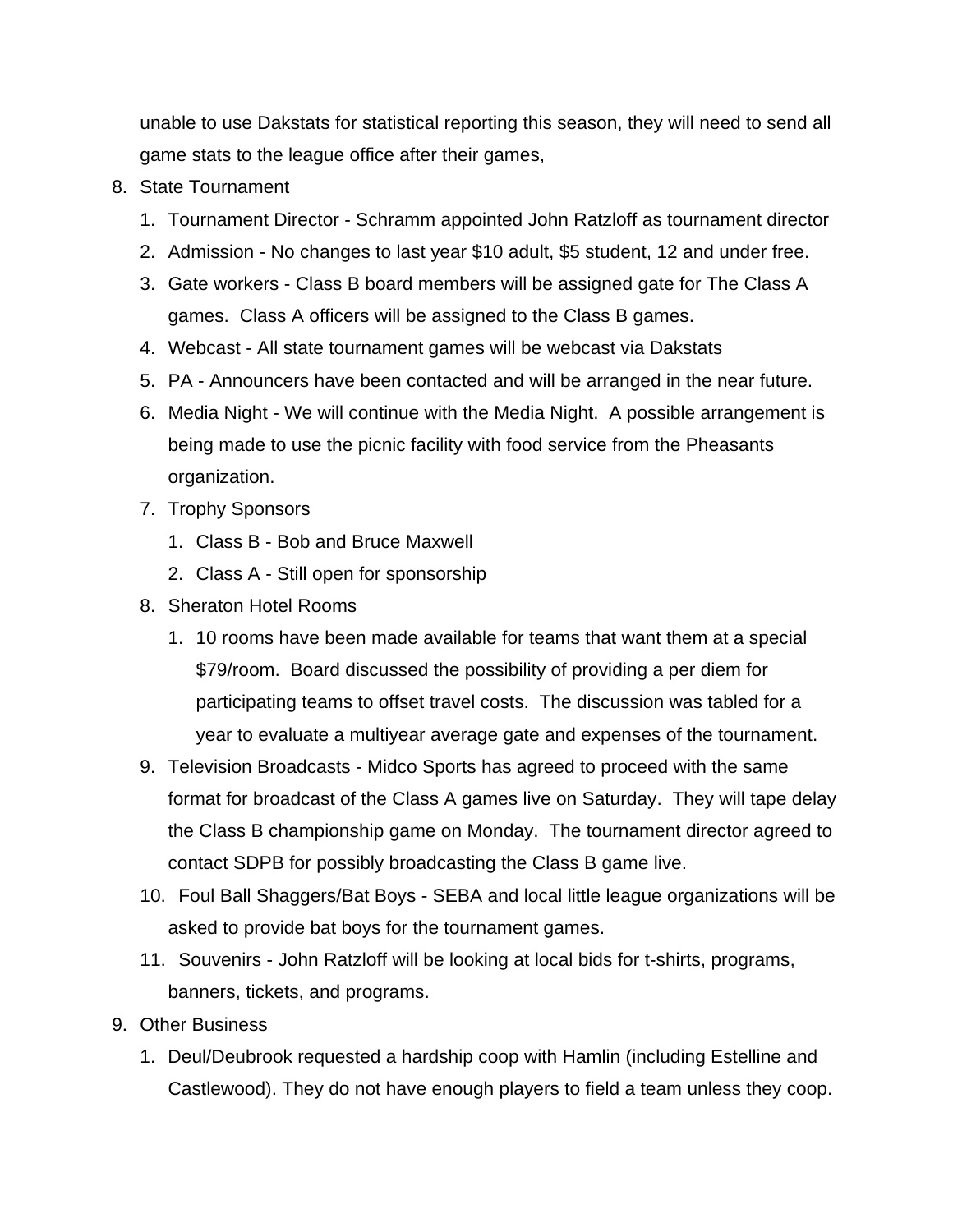unable to use Dakstats for statistical reporting this season, they will need to send all game stats to the league office after their games,

8. State Tournament
    1. Tournament Director - Schramm appointed John Ratzloff as tournament director
    2. Admission - No changes to last year $10 adult, $5 student, 12 and under free.
    3. Gate workers - Class B board members will be assigned gate for The Class A games.  Class A officers will be assigned to the Class B games.
    4. Webcast - All state tournament games will be webcast via Dakstats
    5. PA - Announcers have been contacted and will be arranged in the near future.
    6. Media Night - We will continue with the Media Night.  A possible arrangement is being made to use the picnic facility with food service from the Pheasants organization.
    7. Trophy Sponsors
        1. Class B - Bob and Bruce Maxwell
        2. Class A - Still open for sponsorship
    8. Sheraton Hotel Rooms
        1. 10 rooms have been made available for teams that want them at a special $79/room.  Board discussed the possibility of providing a per diem for participating teams to offset travel costs.  The discussion was tabled for a year to evaluate a multiyear average gate and expenses of the tournament.
    9. Television Broadcasts - Midco Sports has agreed to proceed with the same format for broadcast of the Class A games live on Saturday.  They will tape delay the Class B championship game on Monday.  The tournament director agreed to contact SDPB for possibly broadcasting the Class B game live.
    10. Foul Ball Shaggers/Bat Boys - SEBA and local little league organizations will be asked to provide bat boys for the tournament games.
    11. Souvenirs - John Ratzloff will be looking at local bids for t-shirts, programs, banners, tickets, and programs.
9. Other Business
    1. Deul/Deubrook requested a hardship coop with Hamlin (including Estelline and Castlewood). They do not have enough players to field a team unless they coop.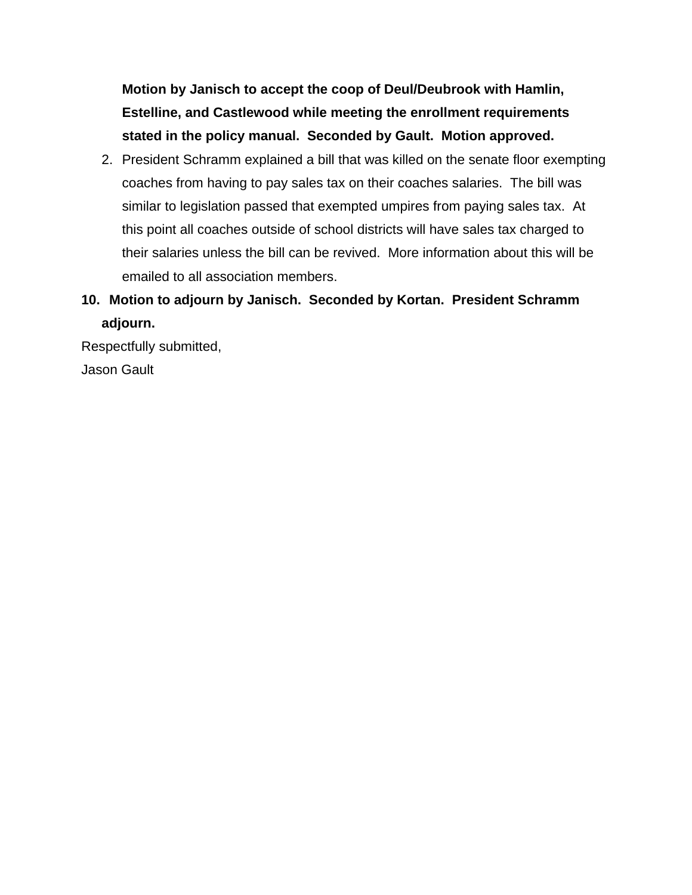**Motion by Janisch to accept the coop of Deul/Deubrook with Hamlin, Estelline, and Castlewood while meeting the enrollment requirements stated in the policy manual. Seconded by Gault. Motion approved.**

2. President Schramm explained a bill that was killed on the senate floor exempting coaches from having to pay sales tax on their coaches salaries. The bill was similar to legislation passed that exempted umpires from paying sales tax. At this point all coaches outside of school districts will have sales tax charged to their salaries unless the bill can be revived. More information about this will be emailed to all association members.

10. **Motion to adjourn by Janisch. Seconded by Kortan. President Schramm adjourn.**

Respectfully submitted,

Jason Gault